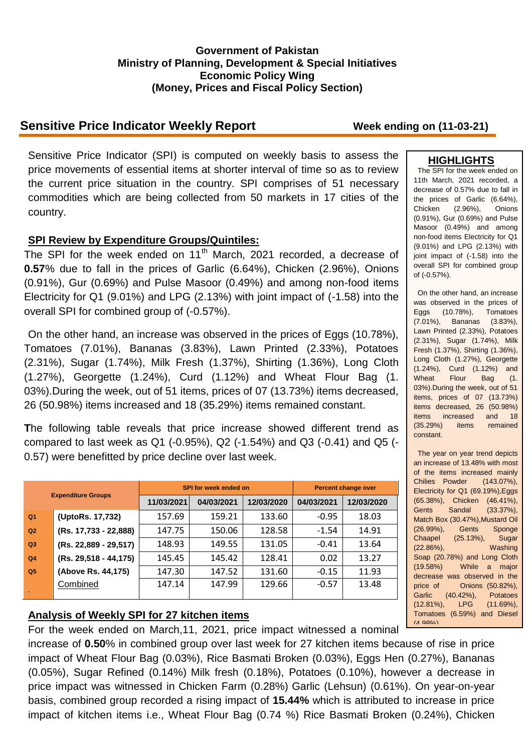**Government of Pakistan**
**Ministry of Planning, Development & Special Initiatives**
**Economic Policy Wing**
**(Money, Prices and Fiscal Policy Section)**

## Sensitive Price Indicator Weekly Report

**Week ending on (11-03-21)**

Sensitive Price Indicator (SPI) is computed on weekly basis to assess the price movements of essential items at shorter interval of time so as to review the current price situation in the country. SPI comprises of 51 necessary commodities which are being collected from 50 markets in 17 cities of the country.

### SPI Review by Expenditure Groups/Quintiles:

The SPI for the week ended on 11th March, 2021 recorded, a decrease of **0.57**% due to fall in the prices of Garlic (6.64%), Chicken (2.96%), Onions (0.91%), Gur (0.69%) and Pulse Masoor (0.49%) and among non-food items Electricity for Q1 (9.01%) and LPG (2.13%) with joint impact of (-1.58) into the overall SPI for combined group of (-0.57%).

On the other hand, an increase was observed in the prices of Eggs (10.78%), Tomatoes (7.01%), Bananas (3.83%), Lawn Printed (2.33%), Potatoes (2.31%), Sugar (1.74%), Milk Fresh (1.37%), Shirting (1.36%), Long Cloth (1.27%), Georgette (1.24%), Curd (1.12%) and Wheat Flour Bag (1. 03%).During the week, out of 51 items, prices of 07 (13.73%) items decreased, 26 (50.98%) items increased and 18 (35.29%) items remained constant.

**T**he following table reveals that price increase showed different trend as compared to last week as Q1 (-0.95%), Q2 (-1.54%) and Q3 (-0.41) and Q5 (-0.57) were benefitted by price decline over last week.

| Expenditure Groups | | SPI for week ended on | | | Percent change over | |
|---|---|---|---|---|---|---|
| | | 11/03/2021 | 04/03/2021 | 12/03/2020 | 04/03/2021 | 12/03/2020 |
| Q1 | (UptoRs. 17,732) | 157.69 | 159.21 | 133.60 | -0.95 | 18.03 |
| Q2 | (Rs. 17,733 - 22,888) | 147.75 | 150.06 | 128.58 | -1.54 | 14.91 |
| Q3 | (Rs. 22,889 - 29,517) | 148.93 | 149.55 | 131.05 | -0.41 | 13.64 |
| Q4 | (Rs. 29,518 - 44,175) | 145.45 | 145.42 | 128.41 | 0.02 | 13.27 |
| Q5 | (Above Rs. 44,175) | 147.30 | 147.52 | 131.60 | -0.15 | 11.93 |
| | Combined | 147.14 | 147.99 | 129.66 | -0.57 | 13.48 |

### Analysis of Weekly SPI for 27 kitchen items

For the week ended on March,11, 2021, price impact witnessed a nominal increase of **0.50**% in combined group over last week for 27 kitchen items because of rise in price impact of Wheat Flour Bag (0.03%), Rice Basmati Broken (0.03%), Eggs Hen (0.27%), Bananas (0.05%), Sugar Refined (0.14%) Milk fresh (0.18%), Potatoes (0.10%), however a decrease in price impact was witnessed in Chicken Farm (0.28%) Garlic (Lehsun) (0.61%). On year-on-year basis, combined group recorded a rising impact of **15.44%** which is attributed to increase in price impact of kitchen items i.e., Wheat Flour Bag (0.74 %) Rice Basmati Broken (0.24%), Chicken

### HIGHLIGHTS

The SPI for the week ended on 11th March, 2021 recorded, a decrease of 0.57% due to fall in the prices of Garlic (6.64%), Chicken (2.96%), Onions (0.91%), Gur (0.69%) and Pulse Masoor (0.49%) and among non-food items Electricity for Q1 (9.01%) and LPG (2.13%) with joint impact of (-1.58) into the overall SPI for combined group of (-0.57%).

On the other hand, an increase was observed in the prices of Eggs (10.78%), Tomatoes (7.01%), Bananas (3.83%), Lawn Printed (2.33%), Potatoes (2.31%), Sugar (1.74%), Milk Fresh (1.37%), Shirting (1.36%), Long Cloth (1.27%), Georgette (1.24%), Curd (1.12%) and Wheat Flour Bag (1. 03%).During the week, out of 51 items, prices of 07 (13.73%) items decreased, 26 (50.98%) items increased and 18 (35.29%) items remained constant.

The year on year trend depicts an increase of 13.48% with most of the items increased mainly Chilies Powder (143.07%), Electricity for Q1 (69.19%),Eggs (65.38%), Chicken (46.41%), Gents Sandal (33.37%), Match Box (30.47%),Mustard Oil (26.99%), Gents Sponge Chaapel (25.13%), Sugar (22.86%), Washing Soap (20.78%) and Long Cloth (19.58%) While a major decrease was observed in the price of Onions (50.82%), Garlic (40.42%), Potatoes (12.81%), LPG (11.69%), Tomatoes (6.59%) and Diesel (4.98%)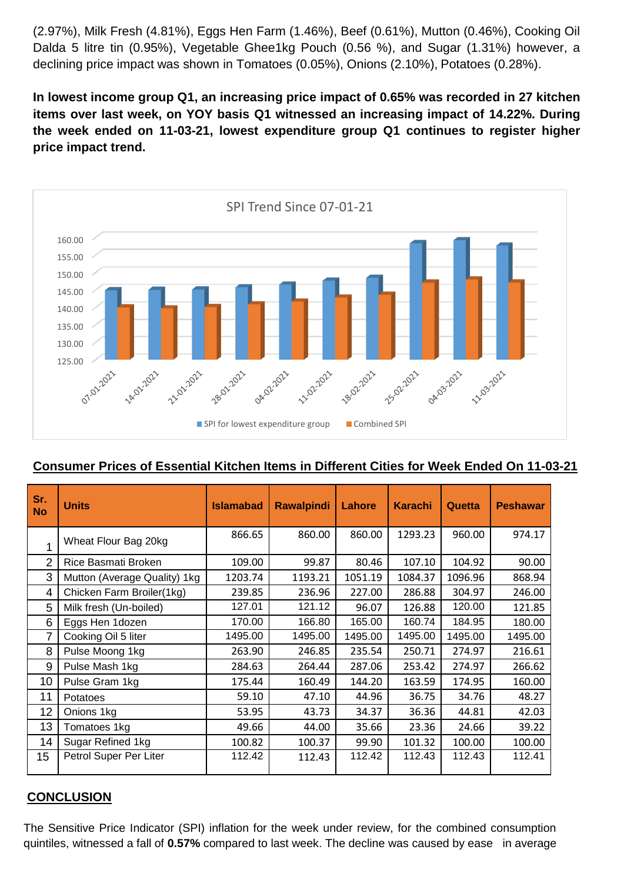(2.97%), Milk Fresh (4.81%), Eggs Hen Farm (1.46%), Beef (0.61%), Mutton (0.46%), Cooking Oil Dalda 5 litre tin (0.95%), Vegetable Ghee1kg Pouch (0.56 %), and Sugar (1.31%) however, a declining price impact was shown in Tomatoes (0.05%), Onions (2.10%), Potatoes (0.28%).

**In lowest income group Q1, an increasing price impact of 0.65% was recorded in 27 kitchen items over last week, on YOY basis Q1 witnessed an increasing impact of 14.22%. During the week ended on 11-03-21, lowest expenditure group Q1 continues to register higher price impact trend.**

SPI Trend Since 07-01-21

**Consumer Prices of Essential Kitchen Items in Different Cities for Week Ended On 11-03-21**

| Sr. No | Units | Islamabad | Rawalpindi | Lahore | Karachi | Quetta | Peshawar |
|---|---|---|---|---|---|---|---|
| 1 | Wheat Flour Bag 20kg | 866.65 | 860.00 | 860.00 | 1293.23 | 960.00 | 974.17 |
| 2 | Rice Basmati Broken | 109.00 | 99.87 | 80.46 | 107.10 | 104.92 | 90.00 |
| 3 | Mutton (Average Quality) 1kg | 1203.74 | 1193.21 | 1051.19 | 1084.37 | 1096.96 | 868.94 |
| 4 | Chicken Farm Broiler(1kg) | 239.85 | 236.96 | 227.00 | 286.88 | 304.97 | 246.00 |
| 5 | Milk fresh (Un-boiled) | 127.01 | 121.12 | 96.07 | 126.88 | 120.00 | 121.85 |
| 6 | Eggs Hen 1dozen | 170.00 | 166.80 | 165.00 | 160.74 | 184.95 | 180.00 |
| 7 | Cooking Oil 5 liter | 1495.00 | 1495.00 | 1495.00 | 1495.00 | 1495.00 | 1495.00 |
| 8 | Pulse Moong 1kg | 263.90 | 246.85 | 235.54 | 250.71 | 274.97 | 216.61 |
| 9 | Pulse Mash 1kg | 284.63 | 264.44 | 287.06 | 253.42 | 274.97 | 266.62 |
| 10 | Pulse Gram 1kg | 175.44 | 160.49 | 144.20 | 163.59 | 174.95 | 160.00 |
| 11 | Potatoes | 59.10 | 47.10 | 44.96 | 36.75 | 34.76 | 48.27 |
| 12 | Onions 1kg | 53.95 | 43.73 | 34.37 | 36.36 | 44.81 | 42.03 |
| 13 | Tomatoes 1kg | 49.66 | 44.00 | 35.66 | 23.36 | 24.66 | 39.22 |
| 14 | Sugar Refined 1kg | 100.82 | 100.37 | 99.90 | 101.32 | 100.00 | 100.00 |
| 15 | Petrol Super Per Liter | 112.42 | 112.43 | 112.42 | 112.43 | 112.43 | 112.41 |

## CONCLUSION

The Sensitive Price Indicator (SPI) inflation for the week under review, for the combined consumption quintiles, witnessed a fall of **0.57%** compared to last week. The decline was caused by ease in average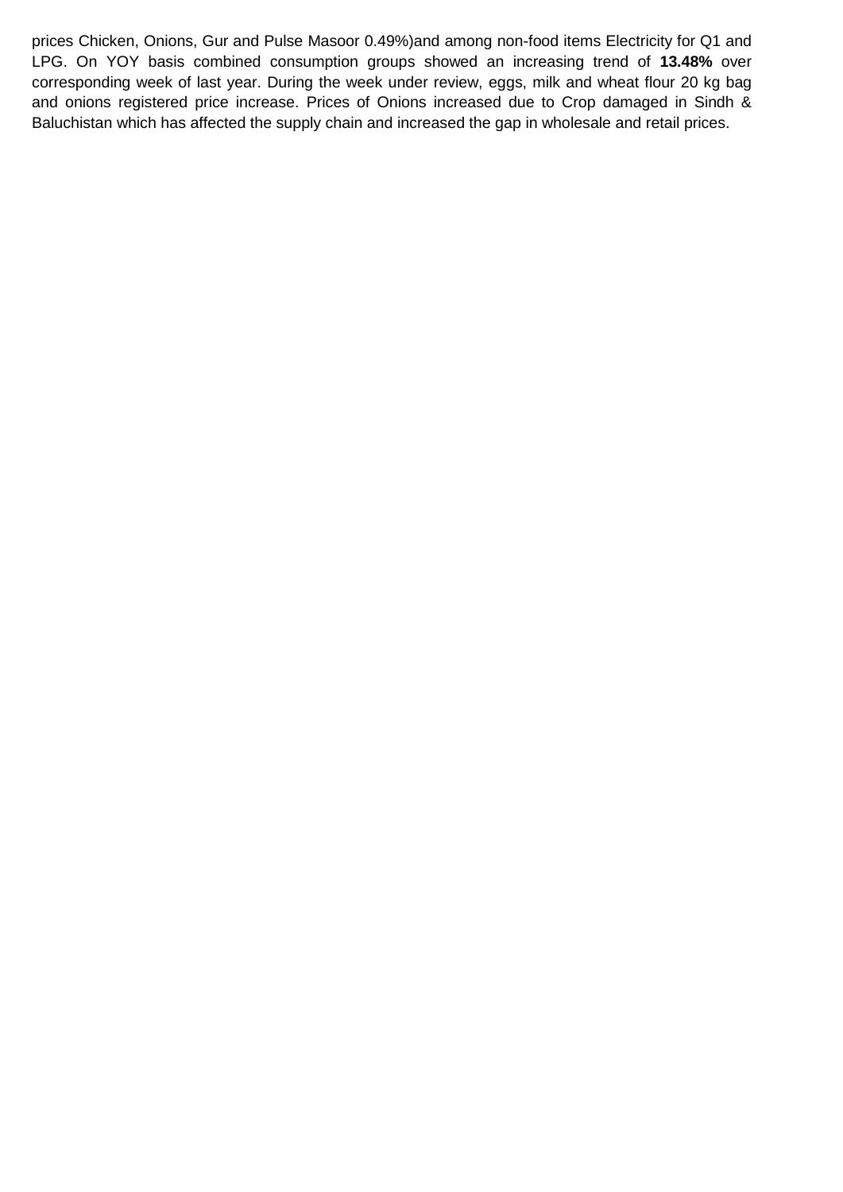prices Chicken, Onions, Gur and Pulse Masoor 0.49%)and among non-food items Electricity for Q1 and LPG. On YOY basis combined consumption groups showed an increasing trend of **13.48%** over corresponding week of last year. During the week under review, eggs, milk and wheat flour 20 kg bag and onions registered price increase. Prices of Onions increased due to Crop damaged in Sindh & Baluchistan which has affected the supply chain and increased the gap in wholesale and retail prices.